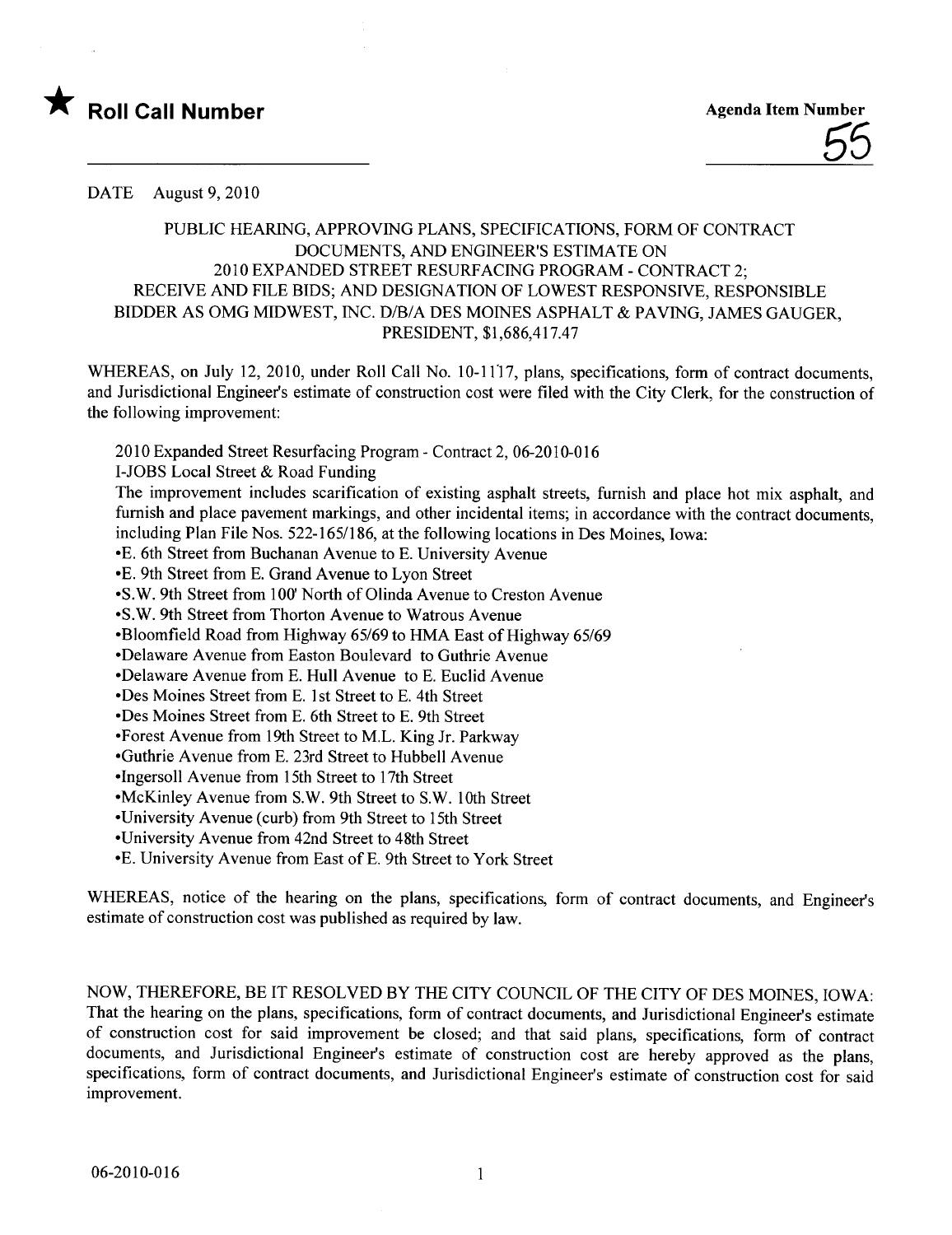★ **Roll Call Number**

**Agenda Item Number**

55

DATE August 9, 2010

PUBLIC HEARING, APPROVING PLANS, SPECIFICATIONS, FORM OF CONTRACT DOCUMENTS, AND ENGINEER'S ESTIMATE ON 2010 EXPANDED STREET RESURFACING PROGRAM - CONTRACT 2; RECEIVE AND FILE BIDS; AND DESIGNATION OF LOWEST RESPONSIVE, RESPONSIBLE BIDDER AS OMG MIDWEST, INC. D/B/A DES MOINES ASPHALT & PAVING, JAMES GAUGER, PRESIDENT, $1,686,417.47

WHEREAS, on July 12, 2010, under Roll Call No. 10-1117, plans, specifications, form of contract documents, and Jurisdictional Engineer's estimate of construction cost were filed with the City Clerk, for the construction of the following improvement:

2010 Expanded Street Resurfacing Program - Contract 2, 06-2010-016
I-JOBS Local Street & Road Funding
The improvement includes scarification of existing asphalt streets, furnish and place hot mix asphalt, and furnish and place pavement markings, and other incidental items; in accordance with the contract documents, including Plan File Nos. 522-165/186, at the following locations in Des Moines, Iowa:

- E. 6th Street from Buchanan Avenue to E. University Avenue
- E. 9th Street from E. Grand Avenue to Lyon Street
- S.W. 9th Street from 100' North of Olinda Avenue to Creston Avenue
- S.W. 9th Street from Thorton Avenue to Watrous Avenue
- Bloomfield Road from Highway 65/69 to HMA East of Highway 65/69
- Delaware Avenue from Easton Boulevard to Guthrie Avenue
- Delaware Avenue from E. Hull Avenue to E. Euclid Avenue
- Des Moines Street from E. 1st Street to E. 4th Street
- Des Moines Street from E. 6th Street to E. 9th Street
- Forest Avenue from 19th Street to M.L. King Jr. Parkway
- Guthrie Avenue from E. 23rd Street to Hubbell Avenue
- Ingersoll Avenue from 15th Street to 17th Street
- McKinley Avenue from S.W. 9th Street to S.W. 10th Street
- University Avenue (curb) from 9th Street to 15th Street
- University Avenue from 42nd Street to 48th Street
- E. University Avenue from East of E. 9th Street to York Street

WHEREAS, notice of the hearing on the plans, specifications, form of contract documents, and Engineer's estimate of construction cost was published as required by law.

NOW, THEREFORE, BE IT RESOLVED BY THE CITY COUNCIL OF THE CITY OF DES MOINES, IOWA: That the hearing on the plans, specifications, form of contract documents, and Jurisdictional Engineer's estimate of construction cost for said improvement be closed; and that said plans, specifications, form of contract documents, and Jurisdictional Engineer's estimate of construction cost are hereby approved as the plans, specifications, form of contract documents, and Jurisdictional Engineer's estimate of construction cost for said improvement.

06-2010-016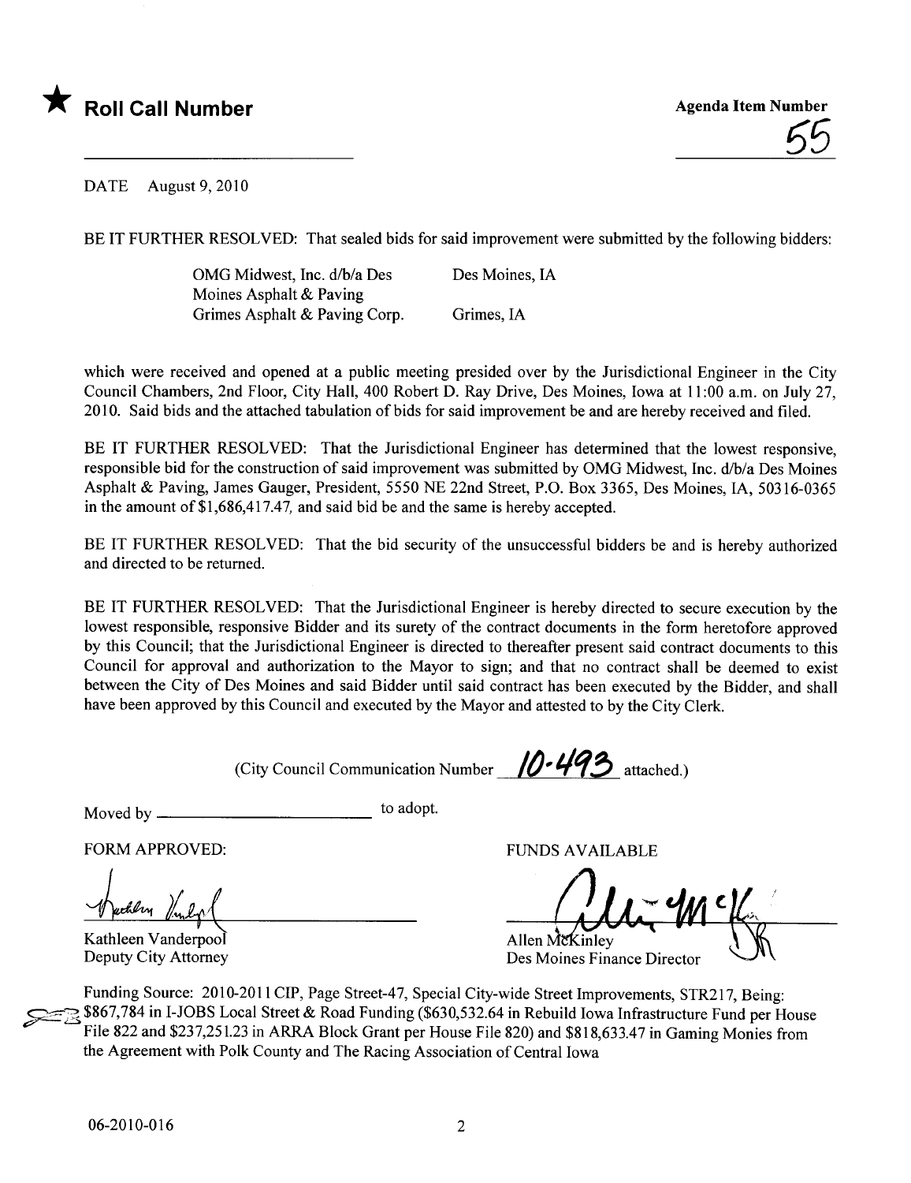★ **Roll Call Number**

**Agenda Item Number**

55

DATE August 9, 2010

BE IT FURTHER RESOLVED: That sealed bids for said improvement were submitted by the following bidders:

| | |
|---|---|
| OMG Midwest, Inc. d/b/a Des Moines Asphalt & Paving | Des Moines, IA |
| Grimes Asphalt & Paving Corp. | Grimes, IA |

which were received and opened at a public meeting presided over by the Jurisdictional Engineer in the City Council Chambers, 2nd Floor, City Hall, 400 Robert D. Ray Drive, Des Moines, Iowa at 11:00 a.m. on July 27, 2010. Said bids and the attached tabulation of bids for said improvement be and are hereby received and filed.

BE IT FURTHER RESOLVED: That the Jurisdictional Engineer has determined that the lowest responsive, responsible bid for the construction of said improvement was submitted by OMG Midwest, Inc. d/b/a Des Moines Asphalt & Paving, James Gauger, President, 5550 NE 22nd Street, P.O. Box 3365, Des Moines, IA, 50316-0365 in the amount of $1,686,417.47, and said bid be and the same is hereby accepted.

BE IT FURTHER RESOLVED: That the bid security of the unsuccessful bidders be and is hereby authorized and directed to be returned.

BE IT FURTHER RESOLVED: That the Jurisdictional Engineer is hereby directed to secure execution by the lowest responsible, responsive Bidder and its surety of the contract documents in the form heretofore approved by this Council; that the Jurisdictional Engineer is directed to thereafter present said contract documents to this Council for approval and authorization to the Mayor to sign; and that no contract shall be deemed to exist between the City of Des Moines and said Bidder until said contract has been executed by the Bidder, and shall have been approved by this Council and executed by the Mayor and attested to by the City Clerk.

(City Council Communication Number 10-493 attached.)

Moved by ________________________ to adopt.

FORM APPROVED:

Kathleen Vanderpool
Deputy City Attorney

FUNDS AVAILABLE

Allen McKinley
Des Moines Finance Director

Funding Source: 2010-2011 CIP, Page Street-47, Special City-wide Street Improvements, STR217, Being: $867,784 in I-JOBS Local Street & Road Funding ($630,532.64 in Rebuild Iowa Infrastructure Fund per House File 822 and $237,251.23 in ARRA Block Grant per House File 820) and $818,633.47 in Gaming Monies from the Agreement with Polk County and The Racing Association of Central Iowa

06-2010-016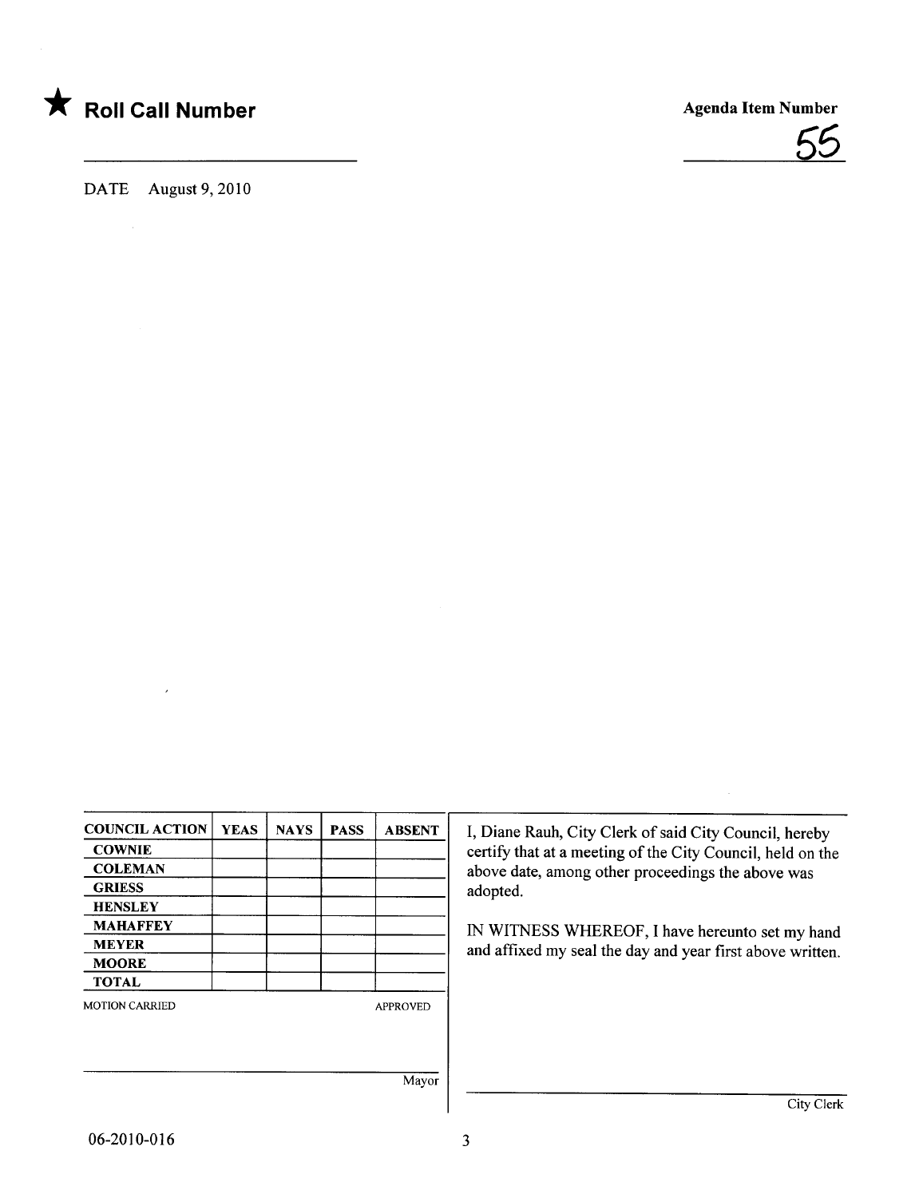★ **Roll Call Number** ____________________

**Agenda Item Number**

55

DATE August 9, 2010

| COUNCIL ACTION | YEAS | NAYS | PASS | ABSENT |
|---|---|---|---|---|
| COWNIE | | | | |
| COLEMAN | | | | |
| GRIESS | | | | |
| HENSLEY | | | | |
| MAHAFFEY | | | | |
| MEYER | | | | |
| MOORE | | | | |
| TOTAL | | | | |

MOTION CARRIED APPROVED

______________________________ Mayor

I, Diane Rauh, City Clerk of said City Council, hereby certify that at a meeting of the City Council, held on the above date, among other proceedings the above was adopted.

IN WITNESS WHEREOF, I have hereunto set my hand and affixed my seal the day and year first above written.

______________________________ City Clerk

06-2010-016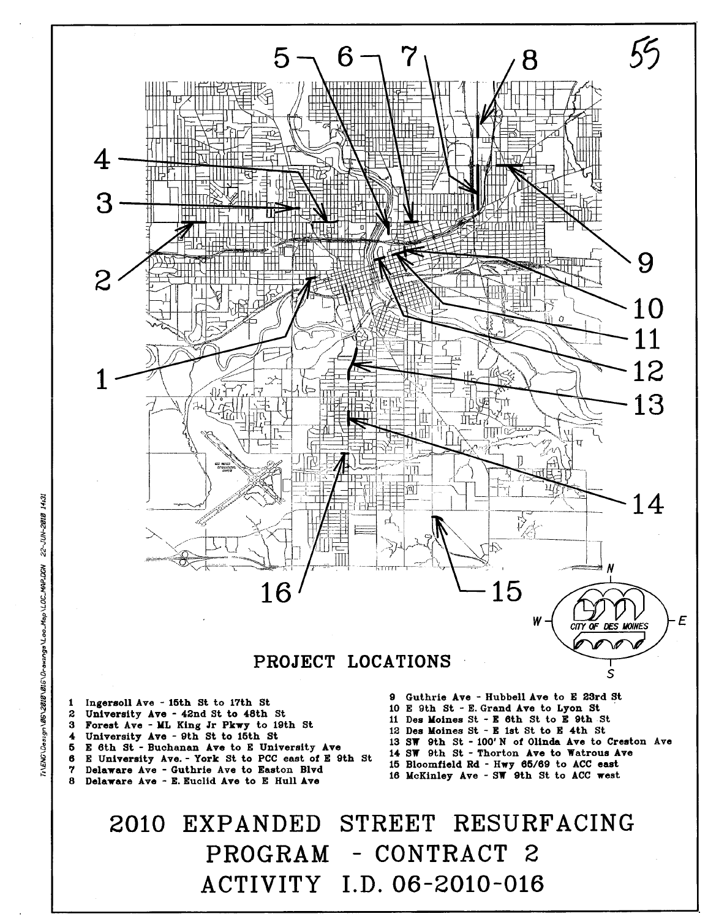## PROJECT LOCATIONS

1. Ingersoll Ave - 15th St to 17th St
2. University Ave - 42nd St to 48th St
3. Forest Ave - ML King Jr Pkwy to 19th St
4. University Ave - 9th St to 15th St
5. E 6th St - Buchanan Ave to E University Ave
6. E University Ave.- York St to PCC east of E 9th St
7. Delaware Ave - Guthrie Ave to Easton Blvd
8. Delaware Ave - E. Euclid Ave to E Hull Ave
9. Guthrie Ave - Hubbell Ave to E 23rd St
10. E 9th St - E. Grand Ave to Lyon St
11. Des Moines St - E 6th St to E 9th St
12. Des Moines St - E 1st St to E 4th St
13. SW 9th St - 100' N of Olinda Ave to Creston Ave
14. SW 9th St - Thorton Ave to Watrous Ave
15. Bloomfield Rd - Hwy 65/69 to ACC east
16. McKinley Ave - SW 9th St to ACC west

# 2010 EXPANDED STREET RESURFACING PROGRAM - CONTRACT 2
# ACTIVITY I.D. 06-2010-016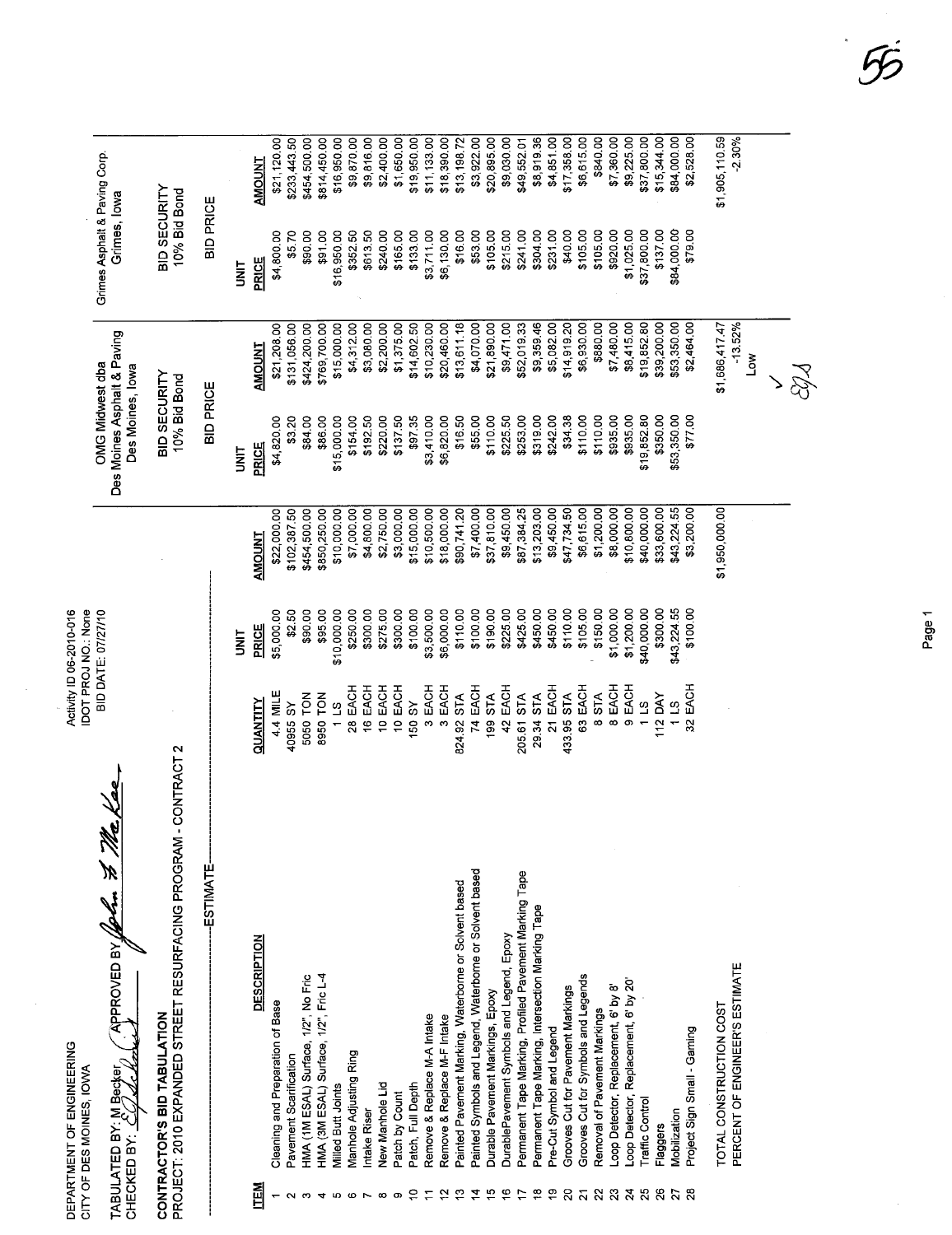DEPARTMENT OF ENGINEERING
CITY OF DES MOINES, IOWA

Activity ID 06-2010-016
IDOT PROJ NO.: None
BID DATE: 07/27/10

TABULATED BY: M Becker
CHECKED BY: [signature]
APPROVED BY [signature]

**CONTRACTOR'S BID TABULATION**
**PROJECT: 2010 EXPANDED STREET RESURFACING PROGRAM - CONTRACT 2**

| | | ESTIMATE | | | OMG Midwest dba Des Moines Asphalt & Paving Des Moines, Iowa | | Grimes Asphalt & Paving Corp. Grimes, Iowa | |
|---|---|---|---|---|---|---|---|---|
| | | | | | BID SECURITY 10% Bid Bond | | BID SECURITY 10% Bid Bond | |
| | | | | | BID PRICE | | BID PRICE | |
| **ITEM** | **DESCRIPTION** | **QUANTITY** | **UNIT PRICE** | **AMOUNT** | **UNIT PRICE** | **AMOUNT** | **UNIT PRICE** | **AMOUNT** |
| 1 | Cleaning and Preparation of Base | 4.4 MILE | $5,000.00 | $22,000.00 | $4,820.00 | $21,208.00 | $4,800.00 | $21,120.00 |
| 2 | Pavement Scarification | 40955 SY | $2.50 | $102,387.50 | $3.20 | $131,056.00 | $5.70 | $233,443.50 |
| 3 | HMA (1M ESAL) Surface, 1/2", No Fric | 5050 TON | $90.00 | $454,500.00 | $84.00 | $424,200.00 | $90.00 | $454,500.00 |
| 4 | HMA (3M ESAL) Surface, 1/2", Fric L-4 | 8950 TON | $95.00 | $850,250.00 | $86.00 | $769,700.00 | $91.00 | $814,450.00 |
| 5 | Milled Butt Joints | 1 LS | $10,000.00 | $10,000.00 | $15,000.00 | $15,000.00 | $16,950.00 | $16,950.00 |
| 6 | Manhole Adjusting Ring | 28 EACH | $250.00 | $7,000.00 | $154.00 | $4,312.00 | $352.50 | $9,870.00 |
| 7 | Intake Riser | 16 EACH | $300.00 | $4,800.00 | $192.50 | $3,080.00 | $613.50 | $9,816.00 |
| 8 | New Manhole Lid | 10 EACH | $275.00 | $2,750.00 | $220.00 | $2,200.00 | $240.00 | $2,400.00 |
| 9 | Patch by Count | 10 EACH | $300.00 | $3,000.00 | $137.50 | $1,375.00 | $165.00 | $1,650.00 |
| 10 | Patch, Full Depth | 150 SY | $100.00 | $15,000.00 | $97.35 | $14,602.50 | $133.00 | $19,950.00 |
| 11 | Remove & Replace M-A Intake | 3 EACH | $3,500.00 | $10,500.00 | $3,410.00 | $10,230.00 | $3,711.00 | $11,133.00 |
| 12 | Remove & Replace M-F Intake | 3 EACH | $6,000.00 | $18,000.00 | $6,820.00 | $20,460.00 | $6,130.00 | $18,390.00 |
| 13 | Painted Pavement Marking, Waterborne or Solvent based | 824.92 STA | $110.00 | $90,741.20 | $16.50 | $13,611.18 | $16.00 | $13,198.72 |
| 14 | Painted Symbols and Legend, Waterborne or Solvent based | 74 EACH | $100.00 | $7,400.00 | $55.00 | $4,070.00 | $53.00 | $3,922.00 |
| 15 | Durable Pavement Markings, Epoxy | 199 STA | $190.00 | $37,810.00 | $110.00 | $21,890.00 | $105.00 | $20,895.00 |
| 16 | DurablePavement Symbols and Legend, Epoxy | 42 EACH | $225.00 | $9,450.00 | $225.50 | $9,471.00 | $215.00 | $9,030.00 |
| 17 | Permanent Tape Marking, Profiled Pavement Marking Tape | 205.61 STA | $425.00 | $87,384.25 | $253.00 | $52,019.33 | $241.00 | $49,552.01 |
| 18 | Permanent Tape Marking, Intersection Marking Tape | 29.34 STA | $450.00 | $13,203.00 | $319.00 | $9,359.46 | $304.00 | $8,919.36 |
| 19 | Pre-Cut Symbol and Legend | 21 EACH | $450.00 | $9,450.00 | $242.00 | $5,082.00 | $231.00 | $4,851.00 |
| 20 | Grooves Cut for Pavement Markings | 433.95 STA | $110.00 | $47,734.50 | $34.38 | $14,919.20 | $40.00 | $17,358.00 |
| 21 | Grooves Cut for Symbols and Legends | 63 EACH | $105.00 | $6,615.00 | $110.00 | $6,930.00 | $105.00 | $6,615.00 |
| 22 | Removal of Pavement Markings | 8 STA | $150.00 | $1,200.00 | $110.00 | $880.00 | $105.00 | $840.00 |
| 23 | Loop Detector, Replacement, 6' by 8' | 8 EACH | $1,000.00 | $8,000.00 | $935.00 | $7,480.00 | $920.00 | $7,360.00 |
| 24 | Loop Detector, Replacement, 6' by 20' | 9 EACH | $1,200.00 | $10,800.00 | $935.00 | $8,415.00 | $1,025.00 | $9,225.00 |
| 25 | Traffic Control | 1 LS | $40,000.00 | $40,000.00 | $19,852.80 | $19,852.80 | $37,800.00 | $37,800.00 |
| 26 | Flaggers | 112 DAY | $300.00 | $33,600.00 | $350.00 | $39,200.00 | $137.00 | $15,344.00 |
| 27 | Mobilization | 1 LS | $43,224.55 | $43,224.55 | $53,350.00 | $53,350.00 | $84,000.00 | $84,000.00 |
| 28 | Project Sign Small - Gaming | 32 EACH | $100.00 | $3,200.00 | $77.00 | $2,464.00 | $79.00 | $2,528.00 |
| | TOTAL CONSTRUCTION COST | | | $1,950,000.00 | | $1,686,417.47 | | $1,905,110.59 |
| | PERCENT OF ENGINEER'S ESTIMATE | | | | | -13.52% | | -2.30% |
| | | | | | | Low | | |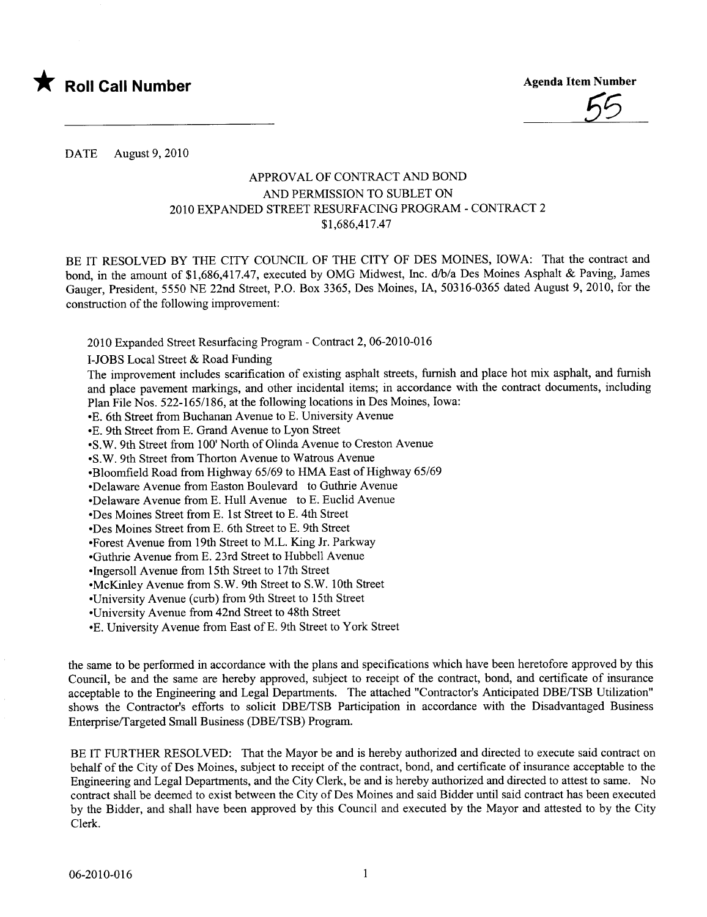★ **Roll Call Number**

**Agenda Item Number**

55

DATE August 9, 2010

## APPROVAL OF CONTRACT AND BOND AND PERMISSION TO SUBLET ON 2010 EXPANDED STREET RESURFACING PROGRAM - CONTRACT 2 $1,686,417.47

BE IT RESOLVED BY THE CITY COUNCIL OF THE CITY OF DES MOINES, IOWA: That the contract and bond, in the amount of $1,686,417.47, executed by OMG Midwest, Inc. d/b/a Des Moines Asphalt & Paving, James Gauger, President, 5550 NE 22nd Street, P.O. Box 3365, Des Moines, IA, 50316-0365 dated August 9, 2010, for the construction of the following improvement:

2010 Expanded Street Resurfacing Program - Contract 2, 06-2010-016

I-JOBS Local Street & Road Funding

The improvement includes scarification of existing asphalt streets, furnish and place hot mix asphalt, and furnish and place pavement markings, and other incidental items; in accordance with the contract documents, including Plan File Nos. 522-165/186, at the following locations in Des Moines, Iowa:

- E. 6th Street from Buchanan Avenue to E. University Avenue
- E. 9th Street from E. Grand Avenue to Lyon Street
- S.W. 9th Street from 100' North of Olinda Avenue to Creston Avenue
- S.W. 9th Street from Thorton Avenue to Watrous Avenue
- Bloomfield Road from Highway 65/69 to HMA East of Highway 65/69
- Delaware Avenue from Easton Boulevard to Guthrie Avenue
- Delaware Avenue from E. Hull Avenue to E. Euclid Avenue
- Des Moines Street from E. 1st Street to E. 4th Street
- Des Moines Street from E. 6th Street to E. 9th Street
- Forest Avenue from 19th Street to M.L. King Jr. Parkway
- Guthrie Avenue from E. 23rd Street to Hubbell Avenue
- Ingersoll Avenue from 15th Street to 17th Street
- McKinley Avenue from S.W. 9th Street to S.W. 10th Street
- University Avenue (curb) from 9th Street to 15th Street
- University Avenue from 42nd Street to 48th Street
- E. University Avenue from East of E. 9th Street to York Street

the same to be performed in accordance with the plans and specifications which have been heretofore approved by this Council, be and the same are hereby approved, subject to receipt of the contract, bond, and certificate of insurance acceptable to the Engineering and Legal Departments. The attached "Contractor's Anticipated DBE/TSB Utilization" shows the Contractor's efforts to solicit DBE/TSB Participation in accordance with the Disadvantaged Business Enterprise/Targeted Small Business (DBE/TSB) Program.

BE IT FURTHER RESOLVED: That the Mayor be and is hereby authorized and directed to execute said contract on behalf of the City of Des Moines, subject to receipt of the contract, bond, and certificate of insurance acceptable to the Engineering and Legal Departments, and the City Clerk, be and is hereby authorized and directed to attest to same. No contract shall be deemed to exist between the City of Des Moines and said Bidder until said contract has been executed by the Bidder, and shall have been approved by this Council and executed by the Mayor and attested to by the City Clerk.

06-2010-016